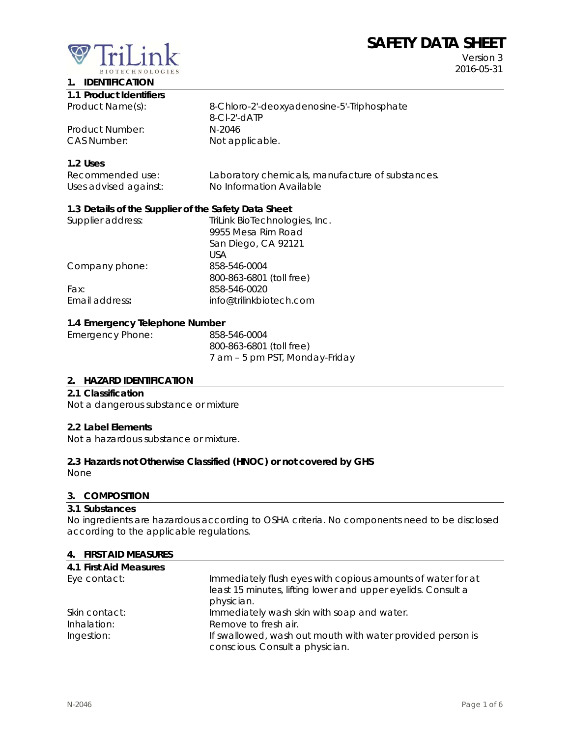# SAFETY DATA SHEET

Version 3
2016-05-31

## 1. IDENTIFICATION

### 1.1 Product Identifiers

| | |
|---|---|
| Product Name(s): | 8-Chloro-2'-deoxyadenosine-5'-Triphosphate<br>8-Cl-2'-dATP |
| Product Number: | N-2046 |
| CAS Number: | Not applicable. |

### 1.2 Uses

| | |
|---|---|
| Recommended use: | Laboratory chemicals, manufacture of substances. |
| Uses advised against: | No Information Available |

### 1.3 Details of the Supplier of the Safety Data Sheet

| | |
|---|---|
| Supplier address: | TriLink BioTechnologies, Inc.<br>9955 Mesa Rim Road<br>San Diego, CA 92121<br>USA |
| Company phone: | 858-546-0004<br>800-863-6801 (toll free) |
| Fax: | 858-546-0020 |
| Email address: | info@trilinkbiotech.com |

### 1.4 Emergency Telephone Number

| | |
|---|---|
| Emergency Phone: | 858-546-0004<br>800-863-6801 (toll free)<br>7 am – 5 pm PST, Monday-Friday |

## 2. HAZARD IDENTIFICATION

### 2.1 Classification

Not a dangerous substance or mixture

### 2.2 Label Elements

Not a hazardous substance or mixture.

### 2.3 Hazards not Otherwise Classified (HNOC) or not covered by GHS

None

## 3. COMPOSITION

### 3.1 Substances

No ingredients are hazardous according to OSHA criteria. No components need to be disclosed according to the applicable regulations.

## 4. FIRST AID MEASURES

### 4.1 First Aid Measures

| | |
|---|---|
| Eye contact: | Immediately flush eyes with copious amounts of water for at least 15 minutes, lifting lower and upper eyelids. Consult a physician. |
| Skin contact: | Immediately wash skin with soap and water. |
| Inhalation: | Remove to fresh air. |
| Ingestion: | If swallowed, wash out mouth with water provided person is conscious. Consult a physician. |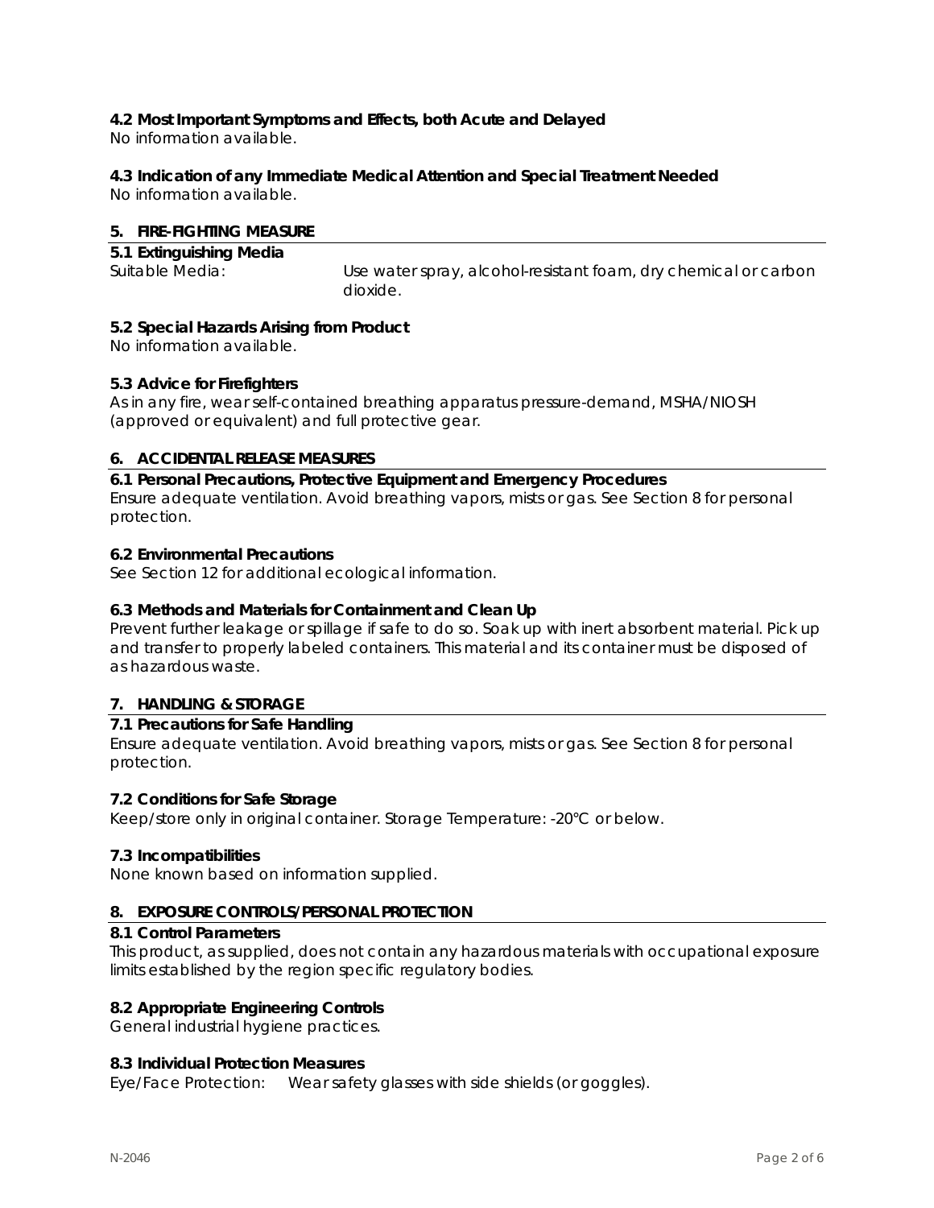### 4.2 Most Important Symptoms and Effects, both Acute and Delayed

No information available.

### 4.3 Indication of any Immediate Medical Attention and Special Treatment Needed

No information available.

## 5. FIRE-FIGHTING MEASURE

### 5.1 Extinguishing Media

Suitable Media: Use water spray, alcohol-resistant foam, dry chemical or carbon dioxide.

### 5.2 Special Hazards Arising from Product

No information available.

### 5.3 Advice for Firefighters

As in any fire, wear self-contained breathing apparatus pressure-demand, MSHA/NIOSH (approved or equivalent) and full protective gear.

## 6. ACCIDENTAL RELEASE MEASURES

### 6.1 Personal Precautions, Protective Equipment and Emergency Procedures

Ensure adequate ventilation. Avoid breathing vapors, mists or gas. See Section 8 for personal protection.

### 6.2 Environmental Precautions

See Section 12 for additional ecological information.

### 6.3 Methods and Materials for Containment and Clean Up

Prevent further leakage or spillage if safe to do so. Soak up with inert absorbent material. Pick up and transfer to properly labeled containers. This material and its container must be disposed of as hazardous waste.

## 7. HANDLING & STORAGE

### 7.1 Precautions for Safe Handling

Ensure adequate ventilation. Avoid breathing vapors, mists or gas. See Section 8 for personal protection.

### 7.2 Conditions for Safe Storage

Keep/store only in original container. Storage Temperature: -20°C or below.

### 7.3 Incompatibilities

None known based on information supplied.

## 8. EXPOSURE CONTROLS/PERSONAL PROTECTION

### 8.1 Control Parameters

This product, as supplied, does not contain any hazardous materials with occupational exposure limits established by the region specific regulatory bodies.

### 8.2 Appropriate Engineering Controls

General industrial hygiene practices.

### 8.3 Individual Protection Measures

Eye/Face Protection: Wear safety glasses with side shields (or goggles).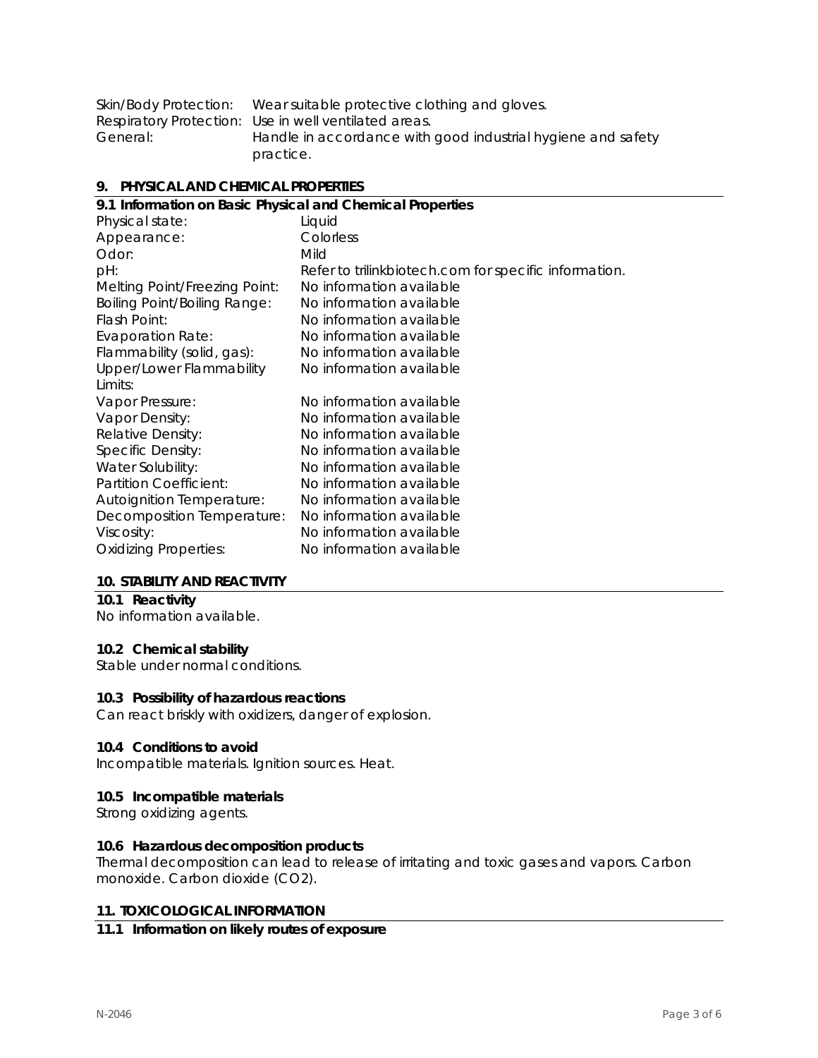Skin/Body Protection: Wear suitable protective clothing and gloves.
Respiratory Protection: Use in well ventilated areas.
General: Handle in accordance with good industrial hygiene and safety practice.

## 9. PHYSICAL AND CHEMICAL PROPERTIES

### 9.1 Information on Basic Physical and Chemical Properties

| | |
|---|---|
| Physical state: | Liquid |
| Appearance: | Colorless |
| Odor: | Mild |
| pH: | Refer to trilinkbiotech.com for specific information. |
| Melting Point/Freezing Point: | No information available |
| Boiling Point/Boiling Range: | No information available |
| Flash Point: | No information available |
| Evaporation Rate: | No information available |
| Flammability (solid, gas): | No information available |
| Upper/Lower Flammability Limits: | No information available |
| Vapor Pressure: | No information available |
| Vapor Density: | No information available |
| Relative Density: | No information available |
| Specific Density: | No information available |
| Water Solubility: | No information available |
| Partition Coefficient: | No information available |
| Autoignition Temperature: | No information available |
| Decomposition Temperature: | No information available |
| Viscosity: | No information available |
| Oxidizing Properties: | No information available |

## 10. STABILITY AND REACTIVITY

### 10.1 Reactivity
No information available.

### 10.2 Chemical stability
Stable under normal conditions.

### 10.3 Possibility of hazardous reactions
Can react briskly with oxidizers, danger of explosion.

### 10.4 Conditions to avoid
Incompatible materials. Ignition sources. Heat.

### 10.5 Incompatible materials
Strong oxidizing agents.

### 10.6 Hazardous decomposition products
Thermal decomposition can lead to release of irritating and toxic gases and vapors. Carbon monoxide. Carbon dioxide ($CO_2$).

## 11. TOXICOLOGICAL INFORMATION

### 11.1 Information on likely routes of exposure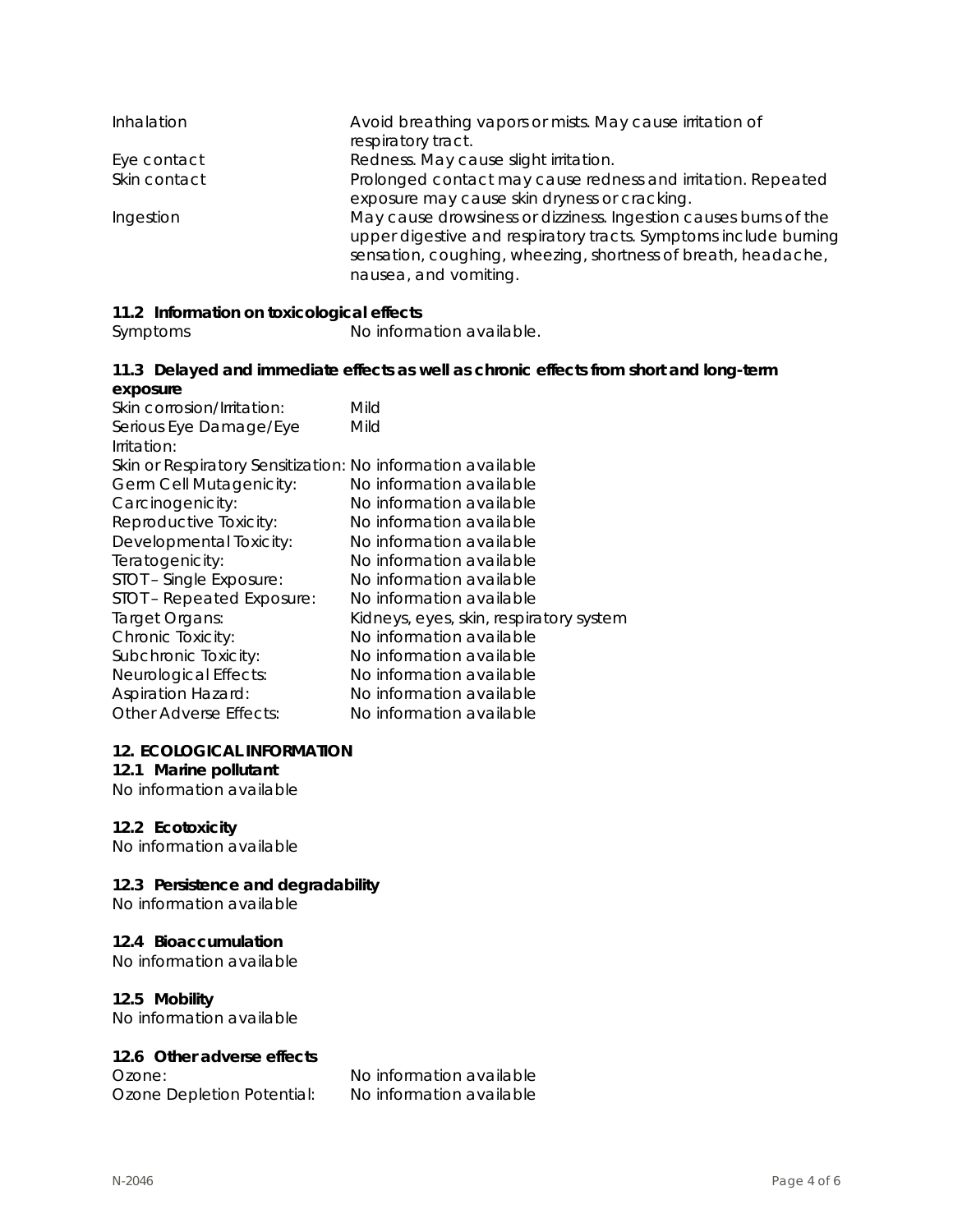| | |
|---|---|
| Inhalation | Avoid breathing vapors or mists. May cause irritation of respiratory tract. |
| Eye contact | Redness. May cause slight irritation. |
| Skin contact | Prolonged contact may cause redness and irritation. Repeated exposure may cause skin dryness or cracking. |
| Ingestion | May cause drowsiness or dizziness. Ingestion causes burns of the upper digestive and respiratory tracts. Symptoms include burning sensation, coughing, wheezing, shortness of breath, headache, nausea, and vomiting. |

**11.2 Information on toxicological effects**

Symptoms: No information available.

**11.3 Delayed and immediate effects as well as chronic effects from short and long-term exposure**

| | |
|---|---|
| Skin corrosion/Irritation: | Mild |
| Serious Eye Damage/Eye Irritation: | Mild |
| Skin or Respiratory Sensitization: | No information available |
| Germ Cell Mutagenicity: | No information available |
| Carcinogenicity: | No information available |
| Reproductive Toxicity: | No information available |
| Developmental Toxicity: | No information available |
| Teratogenicity: | No information available |
| STOT – Single Exposure: | No information available |
| STOT – Repeated Exposure: | No information available |
| Target Organs: | Kidneys, eyes, skin, respiratory system |
| Chronic Toxicity: | No information available |
| Subchronic Toxicity: | No information available |
| Neurological Effects: | No information available |
| Aspiration Hazard: | No information available |
| Other Adverse Effects: | No information available |

## 12. ECOLOGICAL INFORMATION

**12.1 Marine pollutant**

No information available

**12.2 Ecotoxicity**

No information available

**12.3 Persistence and degradability**

No information available

**12.4 Bioaccumulation**

No information available

**12.5 Mobility**

No information available

**12.6 Other adverse effects**

| | |
|---|---|
| Ozone: | No information available |
| Ozone Depletion Potential: | No information available |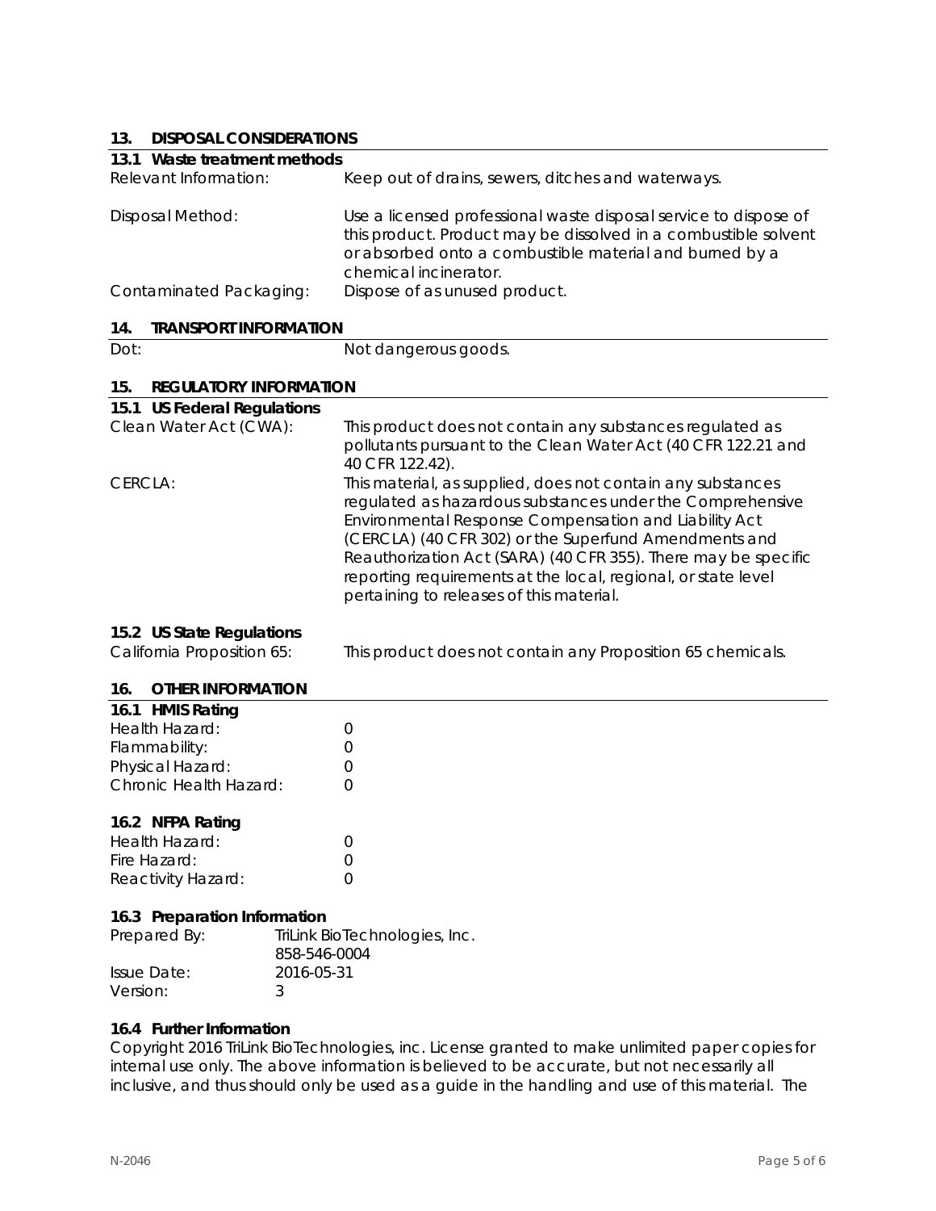## 13. DISPOSAL CONSIDERATIONS

### 13.1 Waste treatment methods

| | |
|---|---|
| Relevant Information: | Keep out of drains, sewers, ditches and waterways. |
| Disposal Method: | Use a licensed professional waste disposal service to dispose of this product. Product may be dissolved in a combustible solvent or absorbed onto a combustible material and burned by a chemical incinerator. |
| Contaminated Packaging: | Dispose of as unused product. |

## 14. TRANSPORT INFORMATION

| | |
|---|---|
| Dot: | Not dangerous goods. |

## 15. REGULATORY INFORMATION

### 15.1 US Federal Regulations

| | |
|---|---|
| Clean Water Act (CWA): | This product does not contain any substances regulated as pollutants pursuant to the Clean Water Act (40 CFR 122.21 and 40 CFR 122.42). |
| CERCLA: | This material, as supplied, does not contain any substances regulated as hazardous substances under the Comprehensive Environmental Response Compensation and Liability Act (CERCLA) (40 CFR 302) or the Superfund Amendments and Reauthorization Act (SARA) (40 CFR 355). There may be specific reporting requirements at the local, regional, or state level pertaining to releases of this material. |

### 15.2 US State Regulations

| | |
|---|---|
| California Proposition 65: | This product does not contain any Proposition 65 chemicals. |

## 16. OTHER INFORMATION

### 16.1 HMIS Rating

| | |
|---|---|
| Health Hazard: | 0 |
| Flammability: | 0 |
| Physical Hazard: | 0 |
| Chronic Health Hazard: | 0 |

### 16.2 NFPA Rating

| | |
|---|---|
| Health Hazard: | 0 |
| Fire Hazard: | 0 |
| Reactivity Hazard: | 0 |

### 16.3 Preparation Information

| | |
|---|---|
| Prepared By: | TriLink BioTechnologies, Inc.<br>858-546-0004 |
| Issue Date: | 2016-05-31 |
| Version: | 3 |

### 16.4 Further Information

Copyright 2016 TriLink BioTechnologies, inc. License granted to make unlimited paper copies for internal use only. The above information is believed to be accurate, but not necessarily all inclusive, and thus should only be used as a guide in the handling and use of this material. The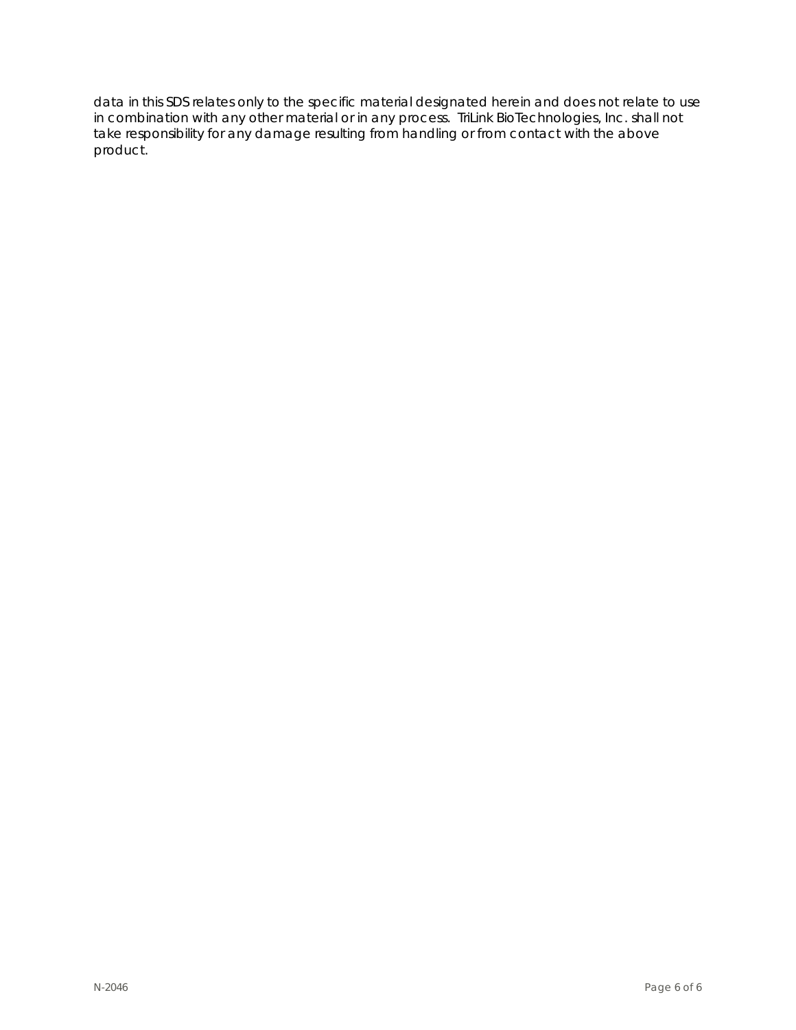data in this SDS relates only to the specific material designated herein and does not relate to use in combination with any other material or in any process. TriLink BioTechnologies, Inc. shall not take responsibility for any damage resulting from handling or from contact with the above product.